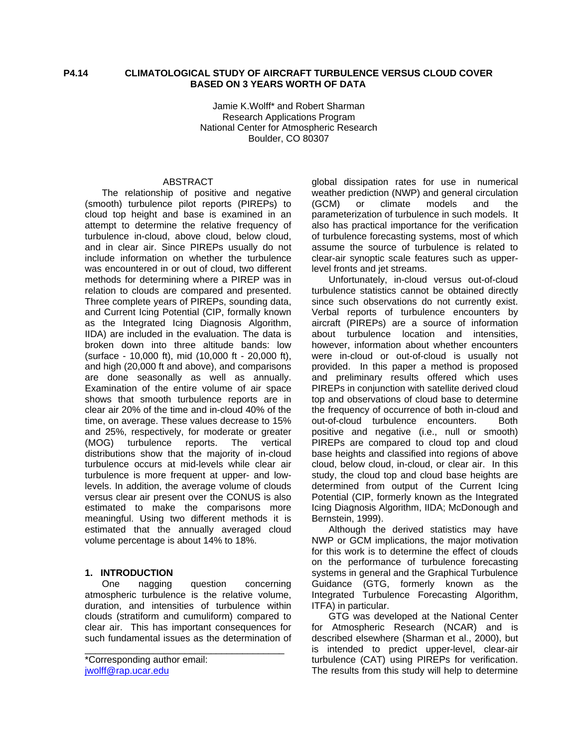**P4.14 CLIMATOLOGICAL STUDY OF AIRCRAFT TURBULENCE VERSUS CLOUD COVER BASED ON 3 YEARS WORTH OF DATA**

Jamie K.Wolff* and Robert Sharman
Research Applications Program
National Center for Atmospheric Research
Boulder, CO 80307

## ABSTRACT

The relationship of positive and negative (smooth) turbulence pilot reports (PIREPs) to cloud top height and base is examined in an attempt to determine the relative frequency of turbulence in-cloud, above cloud, below cloud, and in clear air. Since PIREPs usually do not include information on whether the turbulence was encountered in or out of cloud, two different methods for determining where a PIREP was in relation to clouds are compared and presented. Three complete years of PIREPs, sounding data, and Current Icing Potential (CIP, formally known as the Integrated Icing Diagnosis Algorithm, IIDA) are included in the evaluation. The data is broken down into three altitude bands: low (surface - 10,000 ft), mid (10,000 ft - 20,000 ft), and high (20,000 ft and above), and comparisons are done seasonally as well as annually. Examination of the entire volume of air space shows that smooth turbulence reports are in clear air 20% of the time and in-cloud 40% of the time, on average. These values decrease to 15% and 25%, respectively, for moderate or greater (MOG) turbulence reports. The vertical distributions show that the majority of in-cloud turbulence occurs at mid-levels while clear air turbulence is more frequent at upper- and low-levels. In addition, the average volume of clouds versus clear air present over the CONUS is also estimated to make the comparisons more meaningful. Using two different methods it is estimated that the annually averaged cloud volume percentage is about 14% to 18%.

## 1. INTRODUCTION

One nagging question concerning atmospheric turbulence is the relative volume, duration, and intensities of turbulence within clouds (stratiform and cumuliform) compared to clear air. This has important consequences for such fundamental issues as the determination of global dissipation rates for use in numerical weather prediction (NWP) and general circulation (GCM) or climate models and the parameterization of turbulence in such models. It also has practical importance for the verification of turbulence forecasting systems, most of which assume the source of turbulence is related to clear-air synoptic scale features such as upper-level fronts and jet streams.

Unfortunately, in-cloud versus out-of-cloud turbulence statistics cannot be obtained directly since such observations do not currently exist. Verbal reports of turbulence encounters by aircraft (PIREPs) are a source of information about turbulence location and intensities, however, information about whether encounters were in-cloud or out-of-cloud is usually not provided. In this paper a method is proposed and preliminary results offered which uses PIREPs in conjunction with satellite derived cloud top and observations of cloud base to determine the frequency of occurrence of both in-cloud and out-of-cloud turbulence encounters. Both positive and negative (i.e., null or smooth) PIREPs are compared to cloud top and cloud base heights and classified into regions of above cloud, below cloud, in-cloud, or clear air. In this study, the cloud top and cloud base heights are determined from output of the Current Icing Potential (CIP, formerly known as the Integrated Icing Diagnosis Algorithm, IIDA; McDonough and Bernstein, 1999).

Although the derived statistics may have NWP or GCM implications, the major motivation for this work is to determine the effect of clouds on the performance of turbulence forecasting systems in general and the Graphical Turbulence Guidance (GTG, formerly known as the Integrated Turbulence Forecasting Algorithm, ITFA) in particular.

GTG was developed at the National Center for Atmospheric Research (NCAR) and is described elsewhere (Sharman et al., 2000), but is intended to predict upper-level, clear-air turbulence (CAT) using PIREPs for verification. The results from this study will help to determine

*Corresponding author email: jwolff@rap.ucar.edu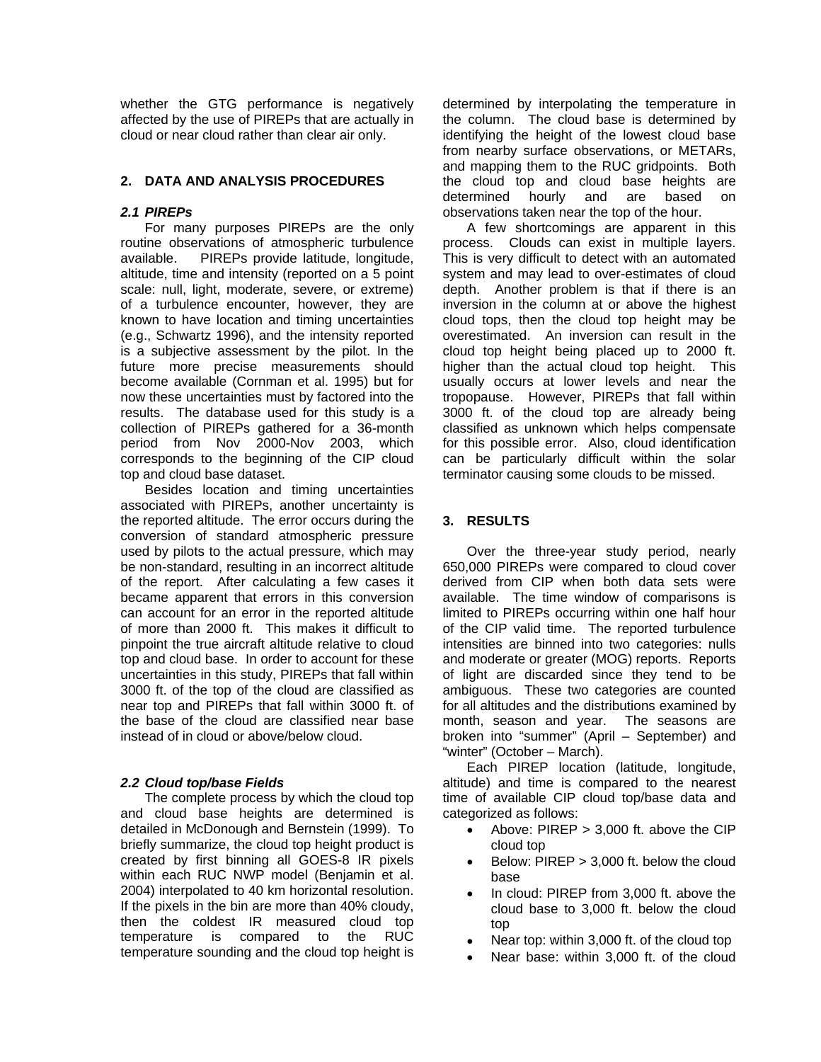whether the GTG performance is negatively affected by the use of PIREPs that are actually in cloud or near cloud rather than clear air only.

## 2. DATA AND ANALYSIS PROCEDURES

### 2.1 PIREPs

For many purposes PIREPs are the only routine observations of atmospheric turbulence available. PIREPs provide latitude, longitude, altitude, time and intensity (reported on a 5 point scale: null, light, moderate, severe, or extreme) of a turbulence encounter, however, they are known to have location and timing uncertainties (e.g., Schwartz 1996), and the intensity reported is a subjective assessment by the pilot. In the future more precise measurements should become available (Cornman et al. 1995) but for now these uncertainties must by factored into the results. The database used for this study is a collection of PIREPs gathered for a 36-month period from Nov 2000-Nov 2003, which corresponds to the beginning of the CIP cloud top and cloud base dataset.

Besides location and timing uncertainties associated with PIREPs, another uncertainty is the reported altitude. The error occurs during the conversion of standard atmospheric pressure used by pilots to the actual pressure, which may be non-standard, resulting in an incorrect altitude of the report. After calculating a few cases it became apparent that errors in this conversion can account for an error in the reported altitude of more than 2000 ft. This makes it difficult to pinpoint the true aircraft altitude relative to cloud top and cloud base. In order to account for these uncertainties in this study, PIREPs that fall within 3000 ft. of the top of the cloud are classified as near top and PIREPs that fall within 3000 ft. of the base of the cloud are classified near base instead of in cloud or above/below cloud.

### 2.2 Cloud top/base Fields

The complete process by which the cloud top and cloud base heights are determined is detailed in McDonough and Bernstein (1999). To briefly summarize, the cloud top height product is created by first binning all GOES-8 IR pixels within each RUC NWP model (Benjamin et al. 2004) interpolated to 40 km horizontal resolution. If the pixels in the bin are more than 40% cloudy, then the coldest IR measured cloud top temperature is compared to the RUC temperature sounding and the cloud top height is determined by interpolating the temperature in the column. The cloud base is determined by identifying the height of the lowest cloud base from nearby surface observations, or METARs, and mapping them to the RUC gridpoints. Both the cloud top and cloud base heights are determined hourly and are based on observations taken near the top of the hour.

A few shortcomings are apparent in this process. Clouds can exist in multiple layers. This is very difficult to detect with an automated system and may lead to over-estimates of cloud depth. Another problem is that if there is an inversion in the column at or above the highest cloud tops, then the cloud top height may be overestimated. An inversion can result in the cloud top height being placed up to 2000 ft. higher than the actual cloud top height. This usually occurs at lower levels and near the tropopause. However, PIREPs that fall within 3000 ft. of the cloud top are already being classified as unknown which helps compensate for this possible error. Also, cloud identification can be particularly difficult within the solar terminator causing some clouds to be missed.

## 3. RESULTS

Over the three-year study period, nearly 650,000 PIREPs were compared to cloud cover derived from CIP when both data sets were available. The time window of comparisons is limited to PIREPs occurring within one half hour of the CIP valid time. The reported turbulence intensities are binned into two categories: nulls and moderate or greater (MOG) reports. Reports of light are discarded since they tend to be ambiguous. These two categories are counted for all altitudes and the distributions examined by month, season and year. The seasons are broken into "summer" (April – September) and "winter" (October – March).

Each PIREP location (latitude, longitude, altitude) and time is compared to the nearest time of available CIP cloud top/base data and categorized as follows:

- Above: PIREP > 3,000 ft. above the CIP cloud top
- Below: PIREP > 3,000 ft. below the cloud base
- In cloud: PIREP from 3,000 ft. above the cloud base to 3,000 ft. below the cloud top
- Near top: within 3,000 ft. of the cloud top
- Near base: within 3,000 ft. of the cloud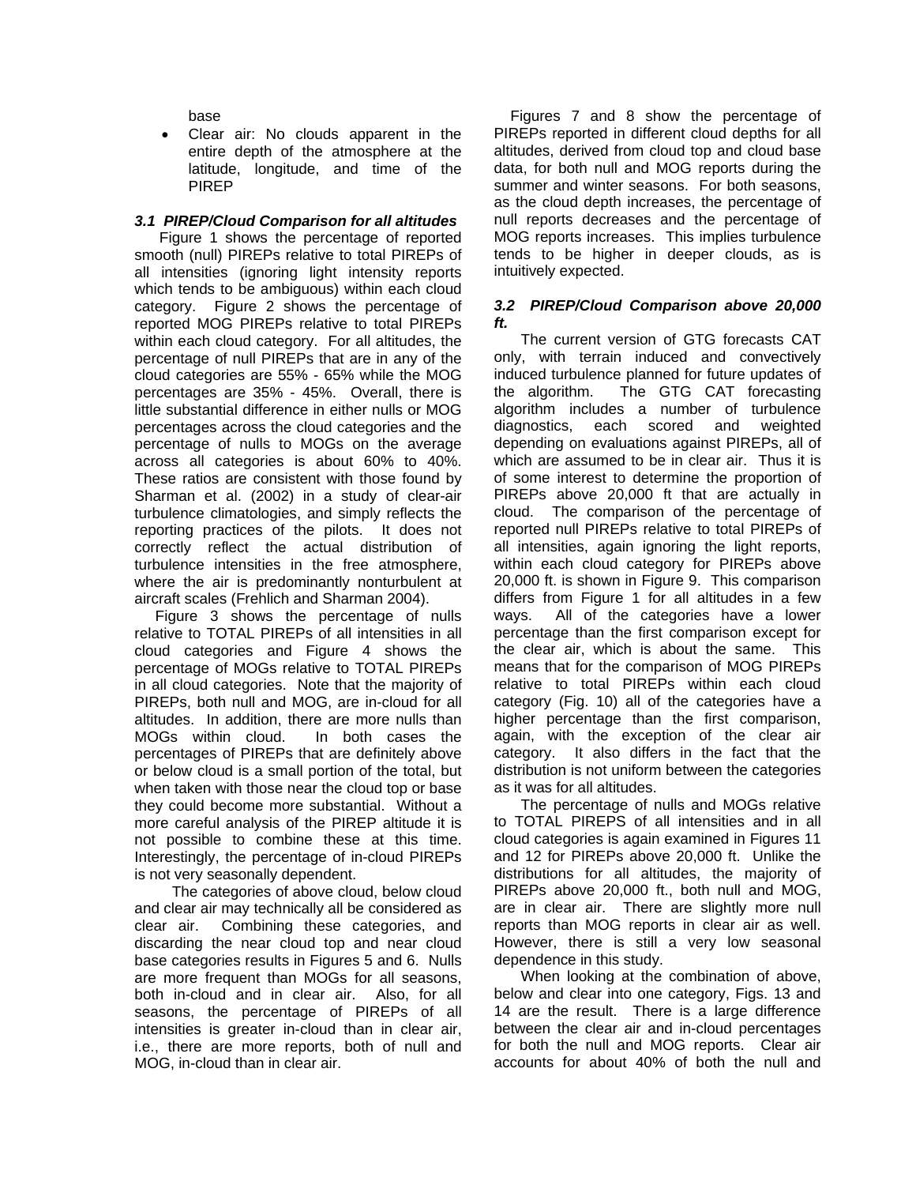base

- Clear air: No clouds apparent in the entire depth of the atmosphere at the latitude, longitude, and time of the PIREP

### *3.1 PIREP/Cloud Comparison for all altitudes*

Figure 1 shows the percentage of reported smooth (null) PIREPs relative to total PIREPs of all intensities (ignoring light intensity reports which tends to be ambiguous) within each cloud category. Figure 2 shows the percentage of reported MOG PIREPs relative to total PIREPs within each cloud category. For all altitudes, the percentage of null PIREPs that are in any of the cloud categories are 55% - 65% while the MOG percentages are 35% - 45%. Overall, there is little substantial difference in either nulls or MOG percentages across the cloud categories and the percentage of nulls to MOGs on the average across all categories is about 60% to 40%. These ratios are consistent with those found by Sharman et al. (2002) in a study of clear-air turbulence climatologies, and simply reflects the reporting practices of the pilots. It does not correctly reflect the actual distribution of turbulence intensities in the free atmosphere, where the air is predominantly nonturbulent at aircraft scales (Frehlich and Sharman 2004).

Figure 3 shows the percentage of nulls relative to TOTAL PIREPs of all intensities in all cloud categories and Figure 4 shows the percentage of MOGs relative to TOTAL PIREPs in all cloud categories. Note that the majority of PIREPs, both null and MOG, are in-cloud for all altitudes. In addition, there are more nulls than MOGs within cloud. In both cases the percentages of PIREPs that are definitely above or below cloud is a small portion of the total, but when taken with those near the cloud top or base they could become more substantial. Without a more careful analysis of the PIREP altitude it is not possible to combine these at this time. Interestingly, the percentage of in-cloud PIREPs is not very seasonally dependent.

The categories of above cloud, below cloud and clear air may technically all be considered as clear air. Combining these categories, and discarding the near cloud top and near cloud base categories results in Figures 5 and 6. Nulls are more frequent than MOGs for all seasons, both in-cloud and in clear air. Also, for all seasons, the percentage of PIREPs of all intensities is greater in-cloud than in clear air, i.e., there are more reports, both of null and MOG, in-cloud than in clear air.

Figures 7 and 8 show the percentage of PIREPs reported in different cloud depths for all altitudes, derived from cloud top and cloud base data, for both null and MOG reports during the summer and winter seasons. For both seasons, as the cloud depth increases, the percentage of null reports decreases and the percentage of MOG reports increases. This implies turbulence tends to be higher in deeper clouds, as is intuitively expected.

### *3.2 PIREP/Cloud Comparison above 20,000 ft.*

The current version of GTG forecasts CAT only, with terrain induced and convectively induced turbulence planned for future updates of the algorithm. The GTG CAT forecasting algorithm includes a number of turbulence diagnostics, each scored and weighted depending on evaluations against PIREPs, all of which are assumed to be in clear air. Thus it is of some interest to determine the proportion of PIREPs above 20,000 ft that are actually in cloud. The comparison of the percentage of reported null PIREPs relative to total PIREPs of all intensities, again ignoring the light reports, within each cloud category for PIREPs above 20,000 ft. is shown in Figure 9. This comparison differs from Figure 1 for all altitudes in a few ways. All of the categories have a lower percentage than the first comparison except for the clear air, which is about the same. This means that for the comparison of MOG PIREPs relative to total PIREPs within each cloud category (Fig. 10) all of the categories have a higher percentage than the first comparison, again, with the exception of the clear air category. It also differs in the fact that the distribution is not uniform between the categories as it was for all altitudes.

The percentage of nulls and MOGs relative to TOTAL PIREPS of all intensities and in all cloud categories is again examined in Figures 11 and 12 for PIREPs above 20,000 ft. Unlike the distributions for all altitudes, the majority of PIREPs above 20,000 ft., both null and MOG, are in clear air. There are slightly more null reports than MOG reports in clear air as well. However, there is still a very low seasonal dependence in this study.

When looking at the combination of above, below and clear into one category, Figs. 13 and 14 are the result. There is a large difference between the clear air and in-cloud percentages for both the null and MOG reports. Clear air accounts for about 40% of both the null and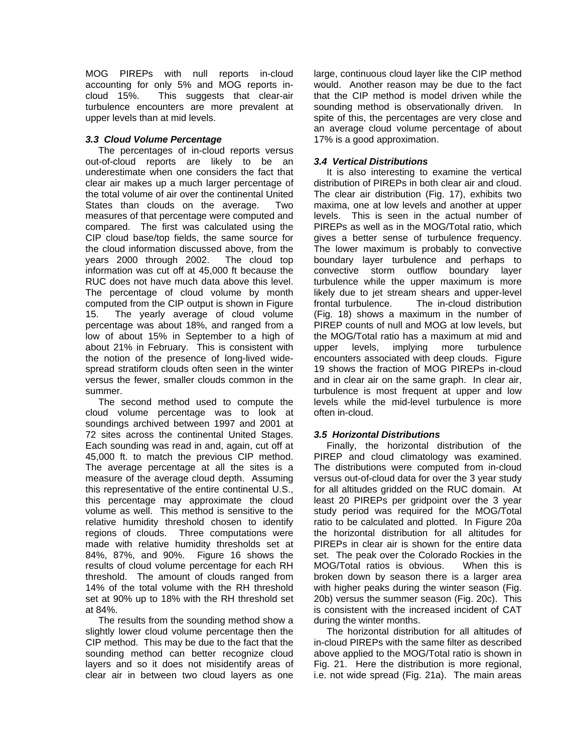MOG PIREPs with null reports in-cloud accounting for only 5% and MOG reports in-cloud 15%. This suggests that clear-air turbulence encounters are more prevalent at upper levels than at mid levels.

### *3.3 Cloud Volume Percentage*

The percentages of in-cloud reports versus out-of-cloud reports are likely to be an underestimate when one considers the fact that clear air makes up a much larger percentage of the total volume of air over the continental United States than clouds on the average. Two measures of that percentage were computed and compared. The first was calculated using the CIP cloud base/top fields, the same source for the cloud information discussed above, from the years 2000 through 2002. The cloud top information was cut off at 45,000 ft because the RUC does not have much data above this level. The percentage of cloud volume by month computed from the CIP output is shown in Figure 15. The yearly average of cloud volume percentage was about 18%, and ranged from a low of about 15% in September to a high of about 21% in February. This is consistent with the notion of the presence of long-lived wide-spread stratiform clouds often seen in the winter versus the fewer, smaller clouds common in the summer.

The second method used to compute the cloud volume percentage was to look at soundings archived between 1997 and 2001 at 72 sites across the continental United Stages. Each sounding was read in and, again, cut off at 45,000 ft. to match the previous CIP method. The average percentage at all the sites is a measure of the average cloud depth. Assuming this representative of the entire continental U.S., this percentage may approximate the cloud volume as well. This method is sensitive to the relative humidity threshold chosen to identify regions of clouds. Three computations were made with relative humidity thresholds set at 84%, 87%, and 90%. Figure 16 shows the results of cloud volume percentage for each RH threshold. The amount of clouds ranged from 14% of the total volume with the RH threshold set at 90% up to 18% with the RH threshold set at 84%.

The results from the sounding method show a slightly lower cloud volume percentage then the CIP method. This may be due to the fact that the sounding method can better recognize cloud layers and so it does not misidentify areas of clear air in between two cloud layers as one large, continuous cloud layer like the CIP method would. Another reason may be due to the fact that the CIP method is model driven while the sounding method is observationally driven. In spite of this, the percentages are very close and an average cloud volume percentage of about 17% is a good approximation.

### *3.4 Vertical Distributions*

It is also interesting to examine the vertical distribution of PIREPs in both clear air and cloud. The clear air distribution (Fig. 17), exhibits two maxima, one at low levels and another at upper levels. This is seen in the actual number of PIREPs as well as in the MOG/Total ratio, which gives a better sense of turbulence frequency. The lower maximum is probably to convective boundary layer turbulence and perhaps to convective storm outflow boundary layer turbulence while the upper maximum is more likely due to jet stream shears and upper-level frontal turbulence. The in-cloud distribution (Fig. 18) shows a maximum in the number of PIREP counts of null and MOG at low levels, but the MOG/Total ratio has a maximum at mid and upper levels, implying more turbulence encounters associated with deep clouds. Figure 19 shows the fraction of MOG PIREPs in-cloud and in clear air on the same graph. In clear air, turbulence is most frequent at upper and low levels while the mid-level turbulence is more often in-cloud.

### *3.5 Horizontal Distributions*

Finally, the horizontal distribution of the PIREP and cloud climatology was examined. The distributions were computed from in-cloud versus out-of-cloud data for over the 3 year study for all altitudes gridded on the RUC domain. At least 20 PIREPs per gridpoint over the 3 year study period was required for the MOG/Total ratio to be calculated and plotted. In Figure 20a the horizontal distribution for all altitudes for PIREPs in clear air is shown for the entire data set. The peak over the Colorado Rockies in the MOG/Total ratios is obvious. When this is broken down by season there is a larger area with higher peaks during the winter season (Fig. 20b) versus the summer season (Fig. 20c). This is consistent with the increased incident of CAT during the winter months.

The horizontal distribution for all altitudes of in-cloud PIREPs with the same filter as described above applied to the MOG/Total ratio is shown in Fig. 21. Here the distribution is more regional, i.e. not wide spread (Fig. 21a). The main areas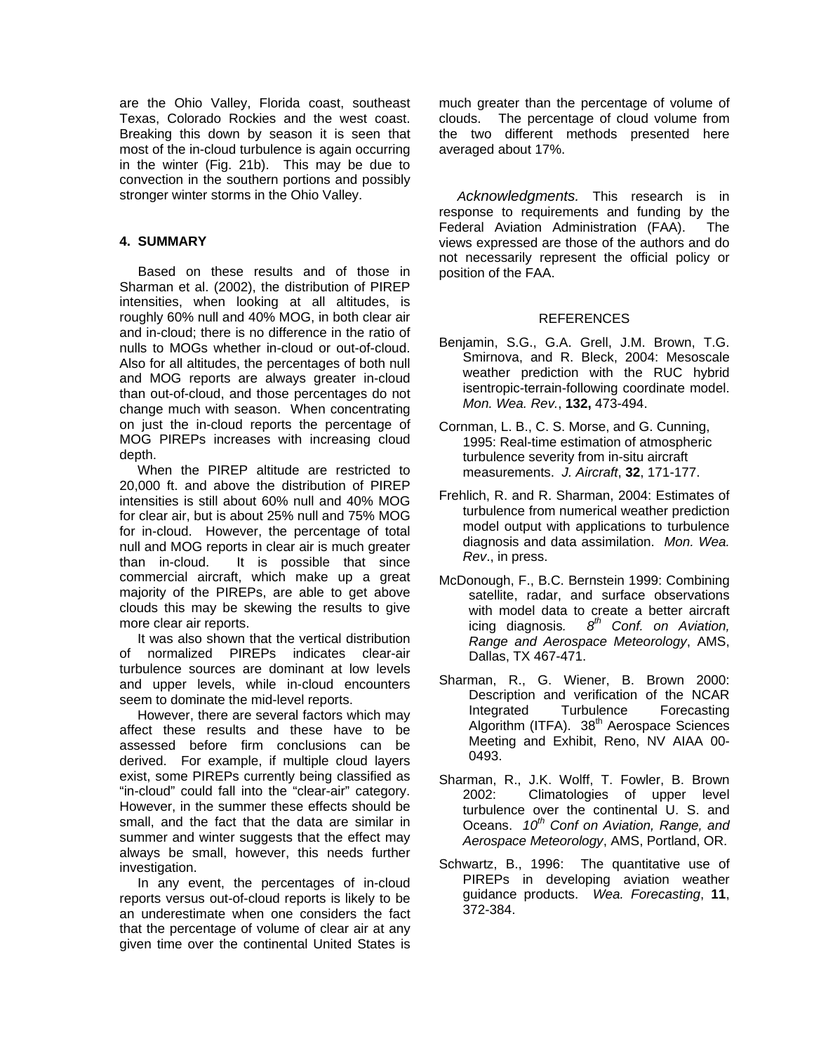are the Ohio Valley, Florida coast, southeast Texas, Colorado Rockies and the west coast. Breaking this down by season it is seen that most of the in-cloud turbulence is again occurring in the winter (Fig. 21b). This may be due to convection in the southern portions and possibly stronger winter storms in the Ohio Valley.

## 4. SUMMARY

Based on these results and of those in Sharman et al. (2002), the distribution of PIREP intensities, when looking at all altitudes, is roughly 60% null and 40% MOG, in both clear air and in-cloud; there is no difference in the ratio of nulls to MOGs whether in-cloud or out-of-cloud. Also for all altitudes, the percentages of both null and MOG reports are always greater in-cloud than out-of-cloud, and those percentages do not change much with season. When concentrating on just the in-cloud reports the percentage of MOG PIREPs increases with increasing cloud depth.

When the PIREP altitude are restricted to 20,000 ft. and above the distribution of PIREP intensities is still about 60% null and 40% MOG for clear air, but is about 25% null and 75% MOG for in-cloud. However, the percentage of total null and MOG reports in clear air is much greater than in-cloud. It is possible that since commercial aircraft, which make up a great majority of the PIREPs, are able to get above clouds this may be skewing the results to give more clear air reports.

It was also shown that the vertical distribution of normalized PIREPs indicates clear-air turbulence sources are dominant at low levels and upper levels, while in-cloud encounters seem to dominate the mid-level reports.

However, there are several factors which may affect these results and these have to be assessed before firm conclusions can be derived. For example, if multiple cloud layers exist, some PIREPs currently being classified as "in-cloud" could fall into the "clear-air" category. However, in the summer these effects should be small, and the fact that the data are similar in summer and winter suggests that the effect may always be small, however, this needs further investigation.

In any event, the percentages of in-cloud reports versus out-of-cloud reports is likely to be an underestimate when one considers the fact that the percentage of volume of clear air at any given time over the continental United States is much greater than the percentage of volume of clouds. The percentage of cloud volume from the two different methods presented here averaged about 17%.

*Acknowledgments.* This research is in response to requirements and funding by the Federal Aviation Administration (FAA). The views expressed are those of the authors and do not necessarily represent the official policy or position of the FAA.

## REFERENCES

Benjamin, S.G., G.A. Grell, J.M. Brown, T.G. Smirnova, and R. Bleck, 2004: Mesoscale weather prediction with the RUC hybrid isentropic-terrain-following coordinate model. *Mon. Wea. Rev.*, **132,** 473-494.

Cornman, L. B., C. S. Morse, and G. Cunning, 1995: Real-time estimation of atmospheric turbulence severity from in-situ aircraft measurements. *J. Aircraft*, **32**, 171-177.

Frehlich, R. and R. Sharman, 2004: Estimates of turbulence from numerical weather prediction model output with applications to turbulence diagnosis and data assimilation. *Mon. Wea. Rev*., in press.

McDonough, F., B.C. Bernstein 1999: Combining satellite, radar, and surface observations with model data to create a better aircraft icing diagnosis. *8th Conf. on Aviation, Range and Aerospace Meteorology*, AMS, Dallas, TX 467-471.

Sharman, R., G. Wiener, B. Brown 2000: Description and verification of the NCAR Integrated Turbulence Forecasting Algorithm (ITFA). 38th Aerospace Sciences Meeting and Exhibit, Reno, NV AIAA 00-0493.

Sharman, R., J.K. Wolff, T. Fowler, B. Brown 2002: Climatologies of upper level turbulence over the continental U. S. and Oceans. *10th Conf on Aviation, Range, and Aerospace Meteorology*, AMS, Portland, OR.

Schwartz, B., 1996: The quantitative use of PIREPs in developing aviation weather guidance products. *Wea. Forecasting*, **11**, 372-384.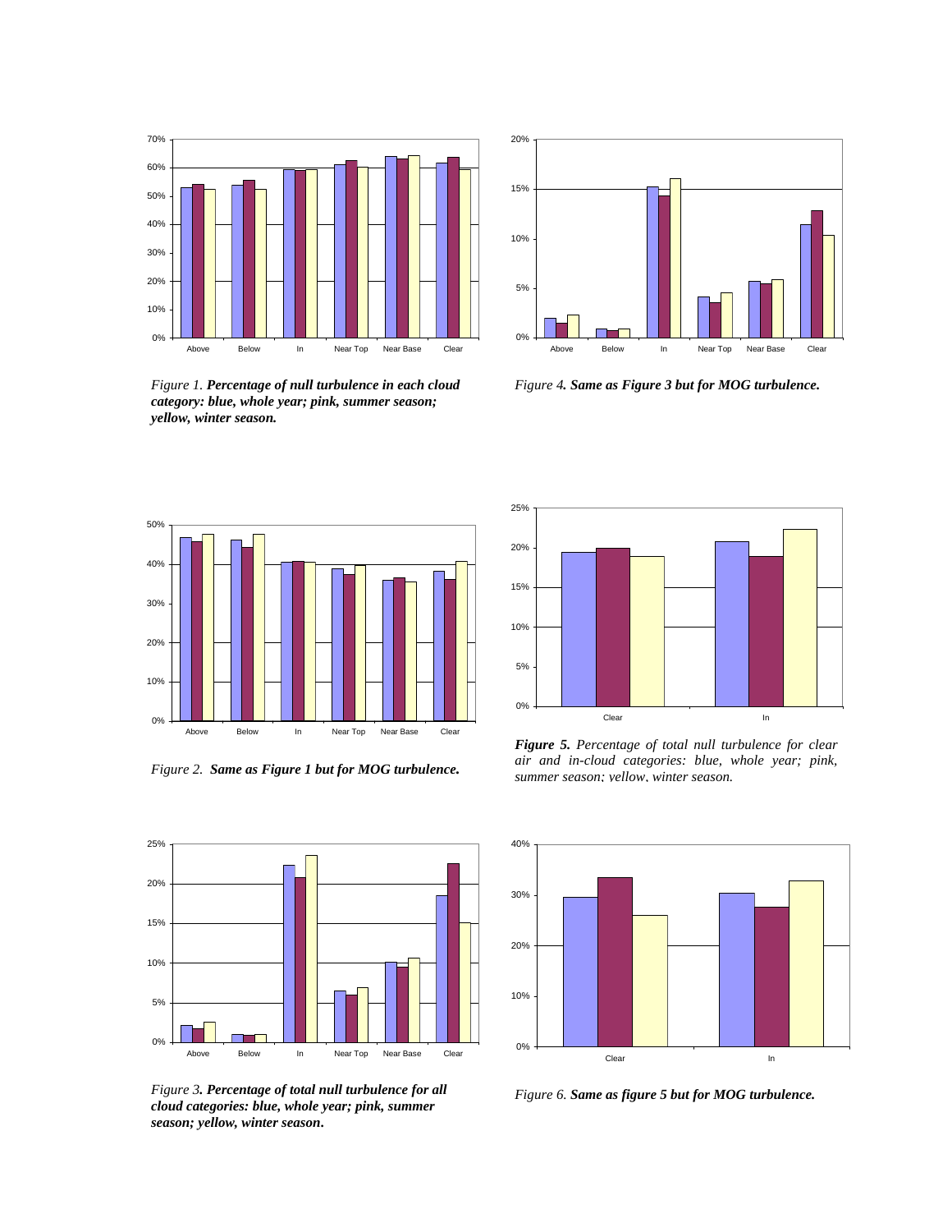*Figure 1. **Percentage of null turbulence in each cloud category: blue, whole year; pink, summer season; yellow, winter season.***

*Figure 4**. Same as Figure 3 but for MOG turbulence.***

*Figure 2.  **Same as Figure 1 but for MOG turbulence.***

***Figure 5.** Percentage of total null turbulence for clear air and in-cloud categories: blue, whole year; pink, summer season; yellow, winter season.*

*Figure 3**. Percentage of total null turbulence for all cloud categories: blue, whole year; pink, summer season; yellow, winter season.***

*Figure 6. **Same as figure 5 but for MOG turbulence.***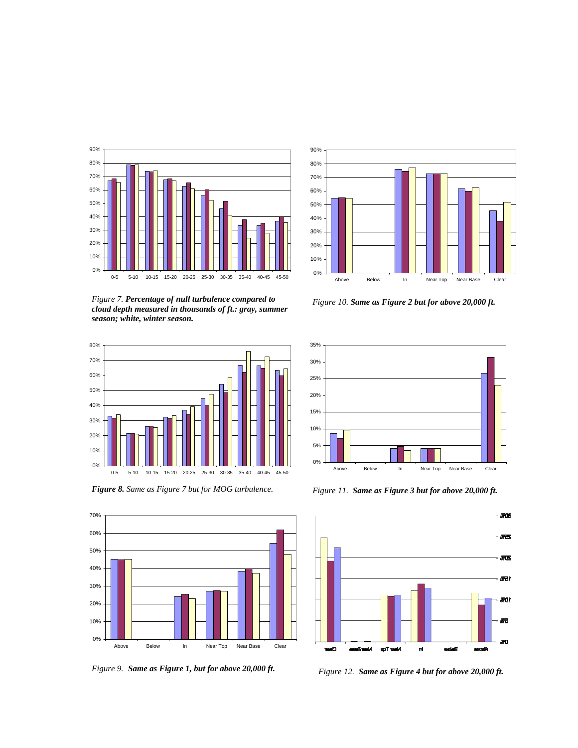*Figure 7.* ***Percentage of null turbulence compared to cloud depth measured in thousands of ft.: gray, summer season; white, winter season.***

*Figure 10.* ***Same as Figure 2 but for above 20,000 ft.***

***Figure 8.*** *Same as Figure 7 but for MOG turbulence.*

*Figure 11.* ***Same as Figure 3 but for above 20,000 ft.***

*Figure 9.* ***Same as Figure 1, but for above 20,000 ft.***

*Figure 12.* ***Same as Figure 4 but for above 20,000 ft.***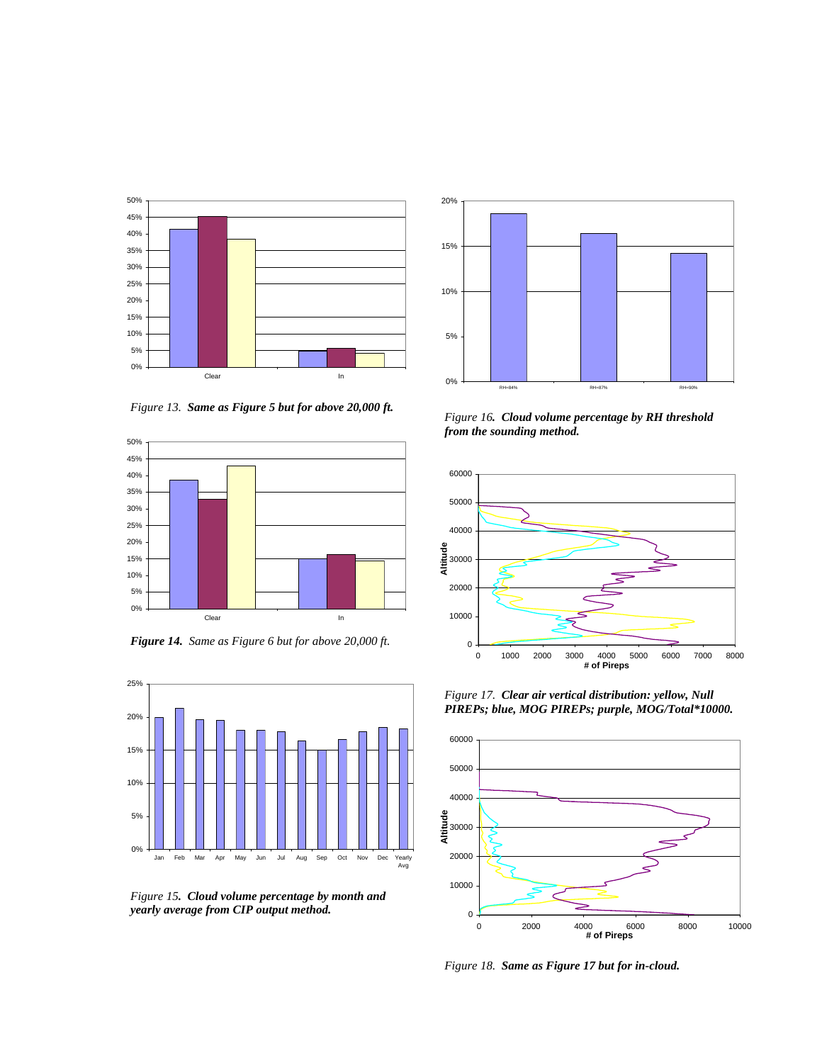*Figure 13. **Same as Figure 5 but for above 20,000 ft.***

***Figure 14.** Same as Figure 6 but for above 20,000 ft.*

*Figure 15**. Cloud volume percentage by month and yearly average from CIP output method.***

*Figure 16**. Cloud volume percentage by RH threshold from the sounding method.***

*Figure 17. **Clear air vertical distribution: yellow, Null PIREPs; blue, MOG PIREPs; purple, MOG/Total*10000.***

*Figure 18. **Same as Figure 17 but for in-cloud.***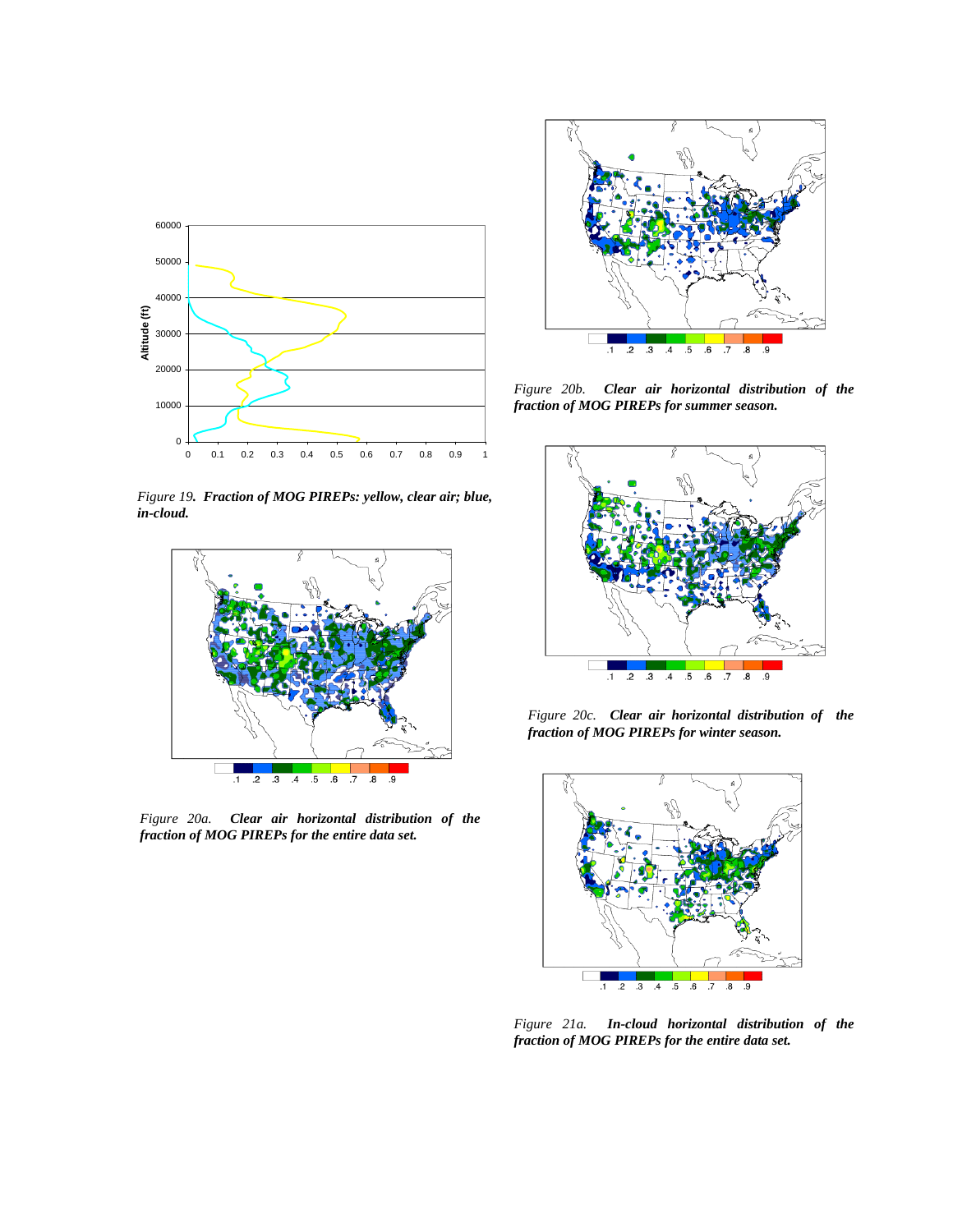*Figure 19.* ***Fraction of MOG PIREPs: yellow, clear air; blue, in-cloud.***

*Figure 20a.* ***Clear air horizontal distribution of the fraction of MOG PIREPs for the entire data set.***

*Figure 20b.* ***Clear air horizontal distribution of the fraction of MOG PIREPs for summer season.***

*Figure 20c.* ***Clear air horizontal distribution of the fraction of MOG PIREPs for winter season.***

*Figure 21a.* ***In-cloud horizontal distribution of the fraction of MOG PIREPs for the entire data set.***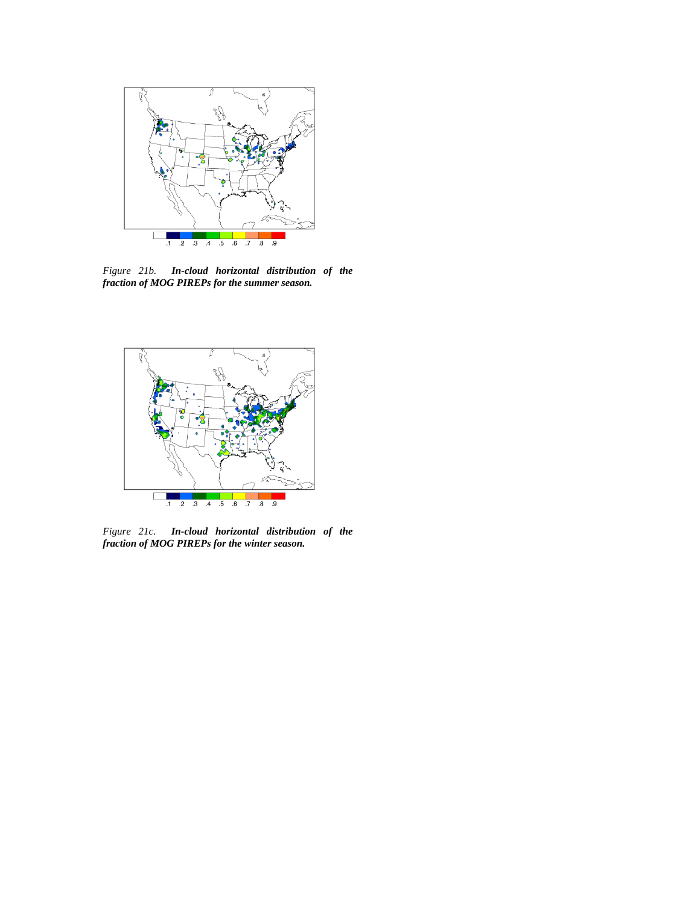.1 .2 .3 .4 .5 .6 .7 .8 .9

*Figure 21b.* ***In-cloud horizontal distribution of the fraction of MOG PIREPs for the summer season.***

.1 .2 .3 .4 .5 .6 .7 .8 .9

*Figure 21c.* ***In-cloud horizontal distribution of the fraction of MOG PIREPs for the winter season.***